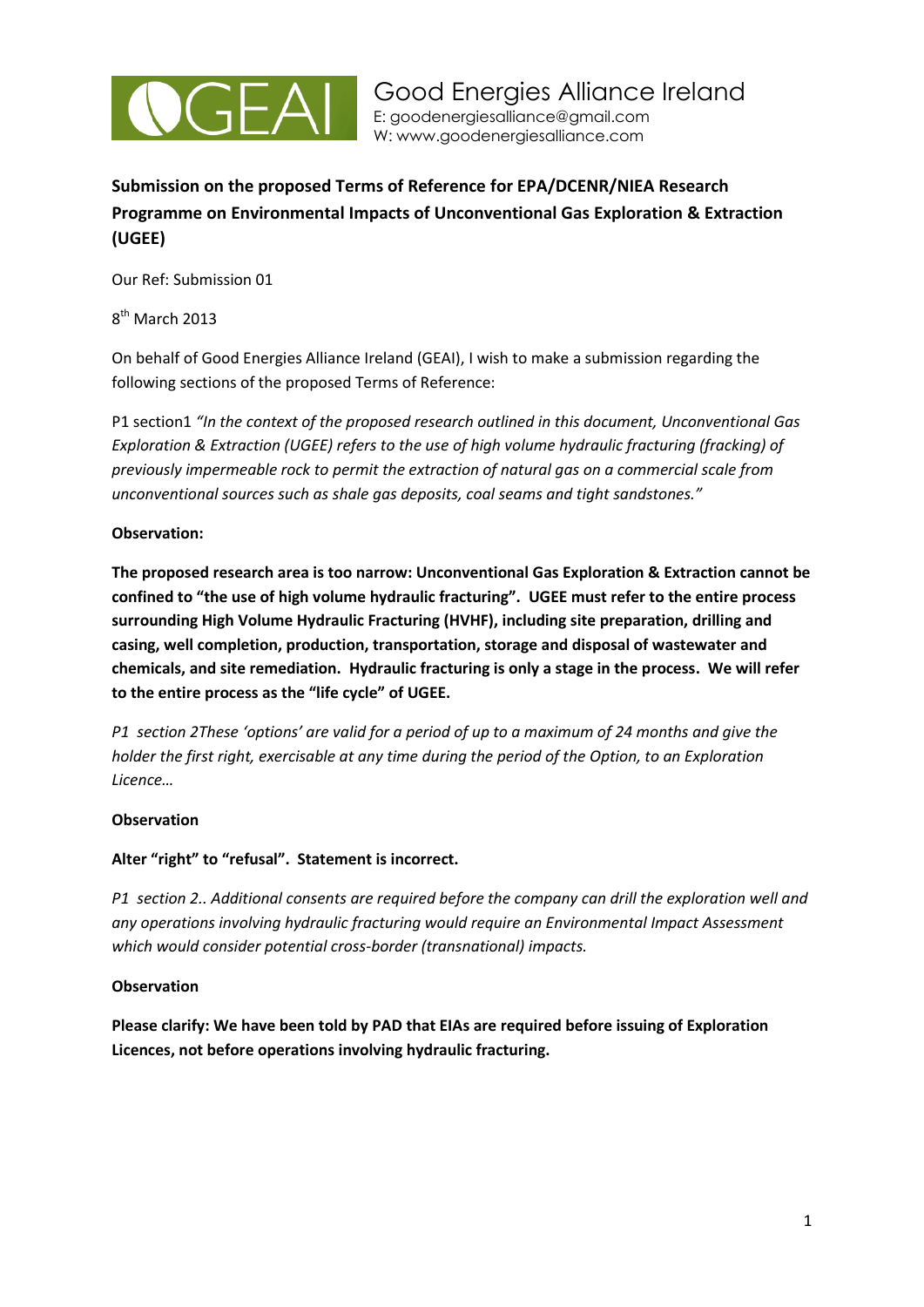# Good Energies Alliance Ireland

E: goodenergiesalliance@gmail.com
W: www.goodenergiesalliance.com

**Submission on the proposed Terms of Reference for EPA/DCENR/NIEA Research Programme on Environmental Impacts of Unconventional Gas Exploration & Extraction (UGEE)**

Our Ref: Submission 01

8th March 2013

On behalf of Good Energies Alliance Ireland (GEAI), I wish to make a submission regarding the following sections of the proposed Terms of Reference:

P1 section1 *"In the context of the proposed research outlined in this document, Unconventional Gas Exploration & Extraction (UGEE) refers to the use of high volume hydraulic fracturing (fracking) of previously impermeable rock to permit the extraction of natural gas on a commercial scale from unconventional sources such as shale gas deposits, coal seams and tight sandstones."*

**Observation:**

**The proposed research area is too narrow: Unconventional Gas Exploration & Extraction cannot be confined to "the use of high volume hydraulic fracturing". UGEE must refer to the entire process surrounding High Volume Hydraulic Fracturing (HVHF), including site preparation, drilling and casing, well completion, production, transportation, storage and disposal of wastewater and chemicals, and site remediation. Hydraulic fracturing is only a stage in the process. We will refer to the entire process as the "life cycle" of UGEE.**

*P1 section 2These 'options' are valid for a period of up to a maximum of 24 months and give the holder the first right, exercisable at any time during the period of the Option, to an Exploration Licence…*

**Observation**

**Alter "right" to "refusal". Statement is incorrect.**

*P1 section 2.. Additional consents are required before the company can drill the exploration well and any operations involving hydraulic fracturing would require an Environmental Impact Assessment which would consider potential cross-border (transnational) impacts.*

**Observation**

**Please clarify: We have been told by PAD that EIAs are required before issuing of Exploration Licences, not before operations involving hydraulic fracturing.**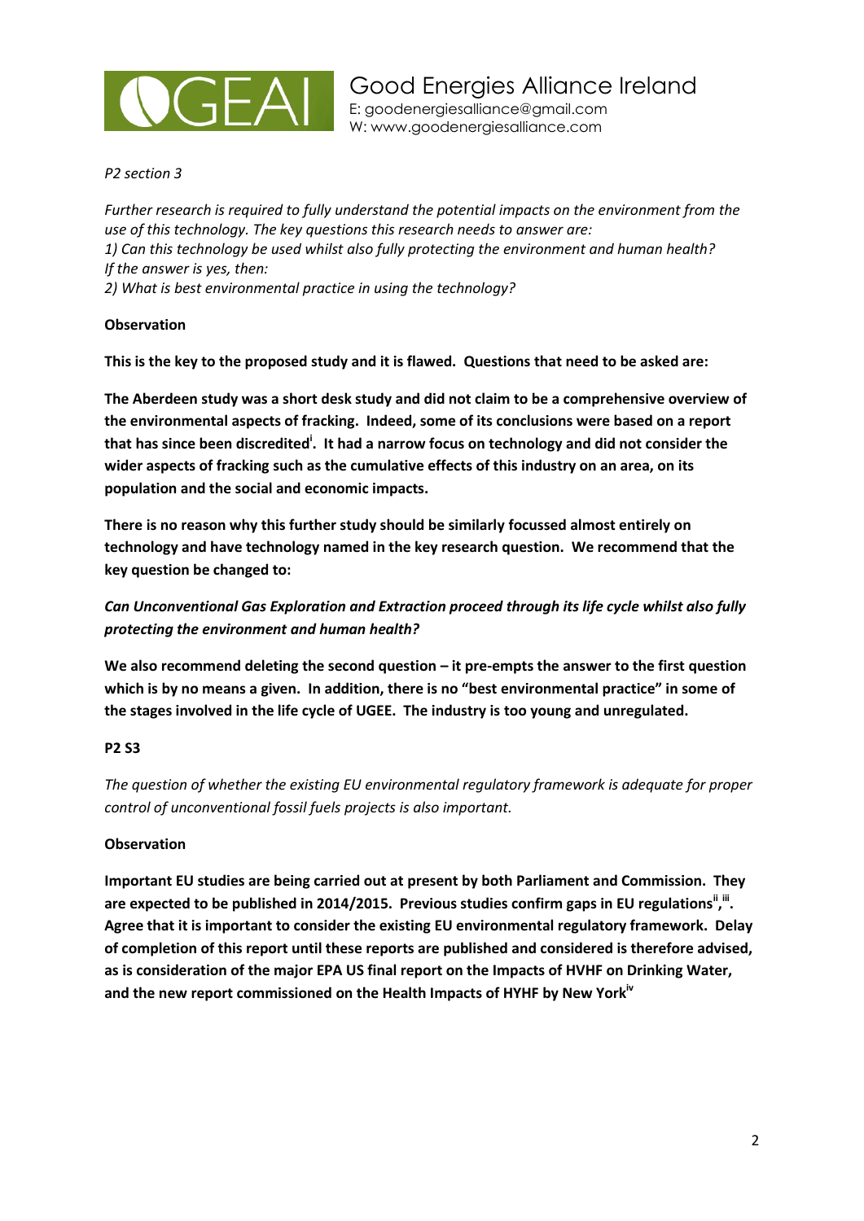*P2 section 3*

*Further research is required to fully understand the potential impacts on the environment from the use of this technology. The key questions this research needs to answer are:*
*1) Can this technology be used whilst also fully protecting the environment and human health?*
*If the answer is yes, then:*
*2) What is best environmental practice in using the technology?*

**Observation**

**This is the key to the proposed study and it is flawed. Questions that need to be asked are:**

**The Aberdeen study was a short desk study and did not claim to be a comprehensive overview of the environmental aspects of fracking. Indeed, some of its conclusions were based on a report that has since been discredited[i]. It had a narrow focus on technology and did not consider the wider aspects of fracking such as the cumulative effects of this industry on an area, on its population and the social and economic impacts.**

**There is no reason why this further study should be similarly focussed almost entirely on technology and have technology named in the key research question. We recommend that the key question be changed to:**

***Can Unconventional Gas Exploration and Extraction proceed through its life cycle whilst also fully protecting the environment and human health?***

**We also recommend deleting the second question – it pre-empts the answer to the first question which is by no means a given. In addition, there is no "best environmental practice" in some of the stages involved in the life cycle of UGEE. The industry is too young and unregulated.**

**P2 S3**

*The question of whether the existing EU environmental regulatory framework is adequate for proper control of unconventional fossil fuels projects is also important.*

**Observation**

**Important EU studies are being carried out at present by both Parliament and Commission. They are expected to be published in 2014/2015. Previous studies confirm gaps in EU regulations[ii],[iii]. Agree that it is important to consider the existing EU environmental regulatory framework. Delay of completion of this report until these reports are published and considered is therefore advised, as is consideration of the major EPA US final report on the Impacts of HVHF on Drinking Water, and the new report commissioned on the Health Impacts of HYHF by New York[iv]**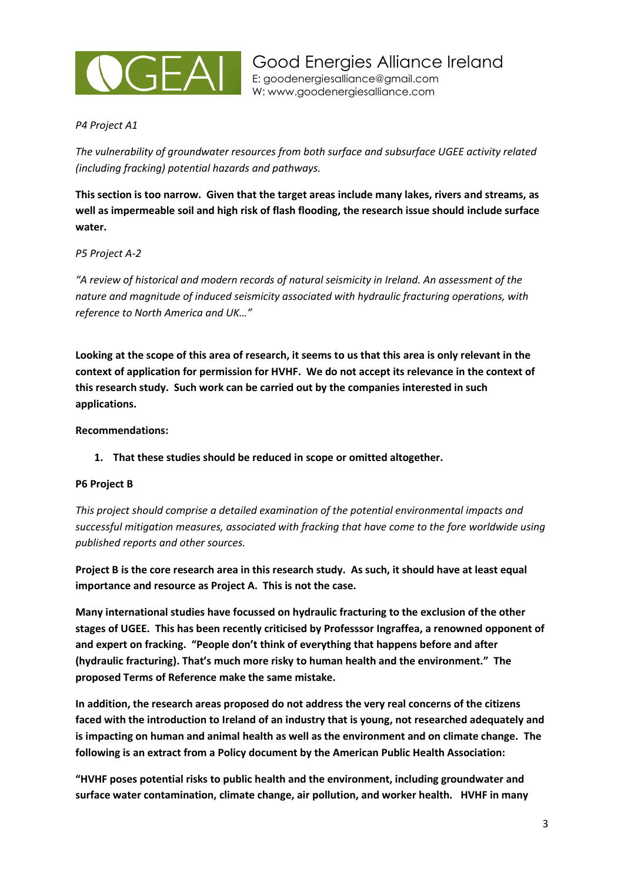*P4 Project A1*

*The vulnerability of groundwater resources from both surface and subsurface UGEE activity related (including fracking) potential hazards and pathways.*

**This section is too narrow. Given that the target areas include many lakes, rivers and streams, as well as impermeable soil and high risk of flash flooding, the research issue should include surface water.**

*P5 Project A-2*

*"A review of historical and modern records of natural seismicity in Ireland. An assessment of the nature and magnitude of induced seismicity associated with hydraulic fracturing operations, with reference to North America and UK…"*

**Looking at the scope of this area of research, it seems to us that this area is only relevant in the context of application for permission for HVHF. We do not accept its relevance in the context of this research study. Such work can be carried out by the companies interested in such applications.**

**Recommendations:**

1. **That these studies should be reduced in scope or omitted altogether.**

**P6 Project B**

*This project should comprise a detailed examination of the potential environmental impacts and successful mitigation measures, associated with fracking that have come to the fore worldwide using published reports and other sources.*

**Project B is the core research area in this research study. As such, it should have at least equal importance and resource as Project A. This is not the case.**

**Many international studies have focussed on hydraulic fracturing to the exclusion of the other stages of UGEE. This has been recently criticised by Professsor Ingraffea, a renowned opponent of and expert on fracking. "People don't think of everything that happens before and after (hydraulic fracturing). That's much more risky to human health and the environment." The proposed Terms of Reference make the same mistake.**

**In addition, the research areas proposed do not address the very real concerns of the citizens faced with the introduction to Ireland of an industry that is young, not researched adequately and is impacting on human and animal health as well as the environment and on climate change. The following is an extract from a Policy document by the American Public Health Association:**

**"HVHF poses potential risks to public health and the environment, including groundwater and surface water contamination, climate change, air pollution, and worker health. HVHF in many**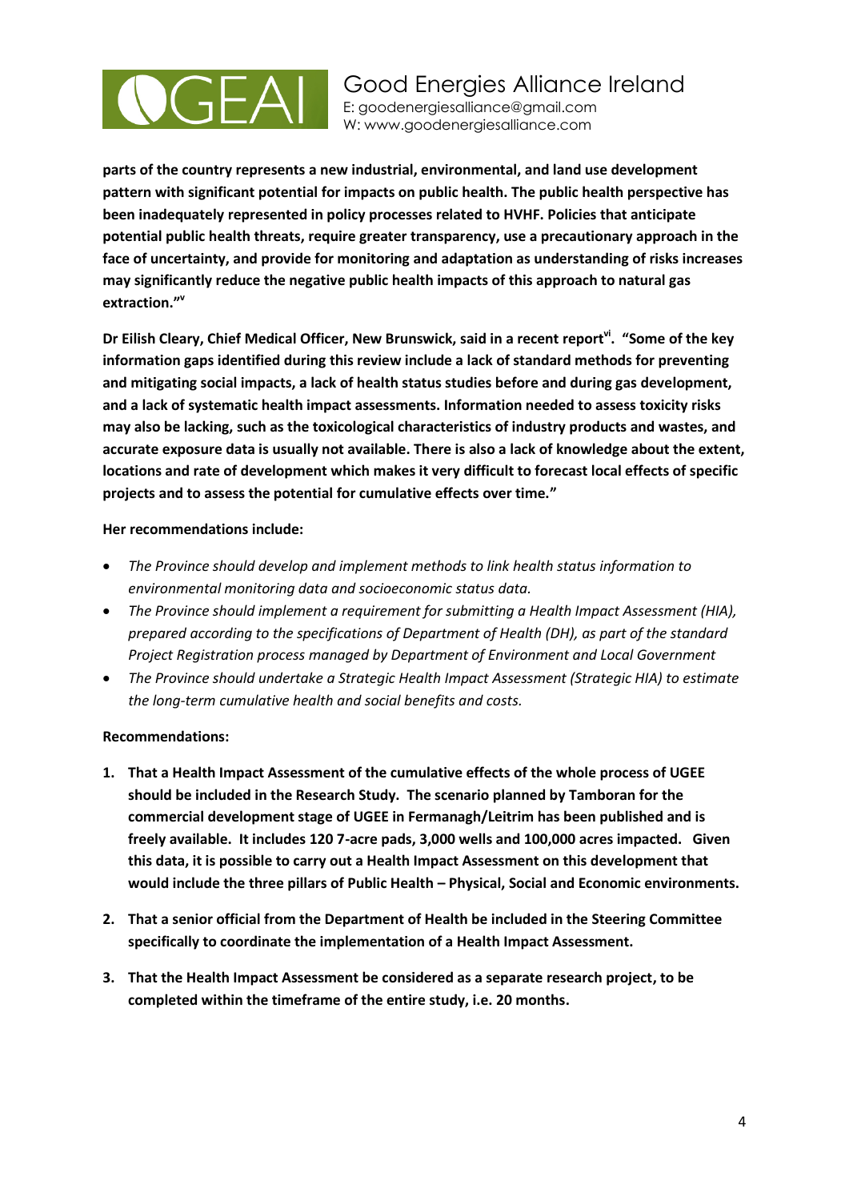**parts of the country represents a new industrial, environmental, and land use development pattern with significant potential for impacts on public health. The public health perspective has been inadequately represented in policy processes related to HVHF. Policies that anticipate potential public health threats, require greater transparency, use a precautionary approach in the face of uncertainty, and provide for monitoring and adaptation as understanding of risks increases may significantly reduce the negative public health impacts of this approach to natural gas extraction."[v]**

**Dr Eilish Cleary, Chief Medical Officer, New Brunswick, said in a recent report[vi]. "Some of the key information gaps identified during this review include a lack of standard methods for preventing and mitigating social impacts, a lack of health status studies before and during gas development, and a lack of systematic health impact assessments. Information needed to assess toxicity risks may also be lacking, such as the toxicological characteristics of industry products and wastes, and accurate exposure data is usually not available. There is also a lack of knowledge about the extent, locations and rate of development which makes it very difficult to forecast local effects of specific projects and to assess the potential for cumulative effects over time."**

**Her recommendations include:**

- *The Province should develop and implement methods to link health status information to environmental monitoring data and socioeconomic status data.*
- *The Province should implement a requirement for submitting a Health Impact Assessment (HIA), prepared according to the specifications of Department of Health (DH), as part of the standard Project Registration process managed by Department of Environment and Local Government*
- *The Province should undertake a Strategic Health Impact Assessment (Strategic HIA) to estimate the long-term cumulative health and social benefits and costs.*

**Recommendations:**

1. **That a Health Impact Assessment of the cumulative effects of the whole process of UGEE should be included in the Research Study. The scenario planned by Tamboran for the commercial development stage of UGEE in Fermanagh/Leitrim has been published and is freely available. It includes 120 7-acre pads, 3,000 wells and 100,000 acres impacted. Given this data, it is possible to carry out a Health Impact Assessment on this development that would include the three pillars of Public Health – Physical, Social and Economic environments.**

2. **That a senior official from the Department of Health be included in the Steering Committee specifically to coordinate the implementation of a Health Impact Assessment.**

3. **That the Health Impact Assessment be considered as a separate research project, to be completed within the timeframe of the entire study, i.e. 20 months.**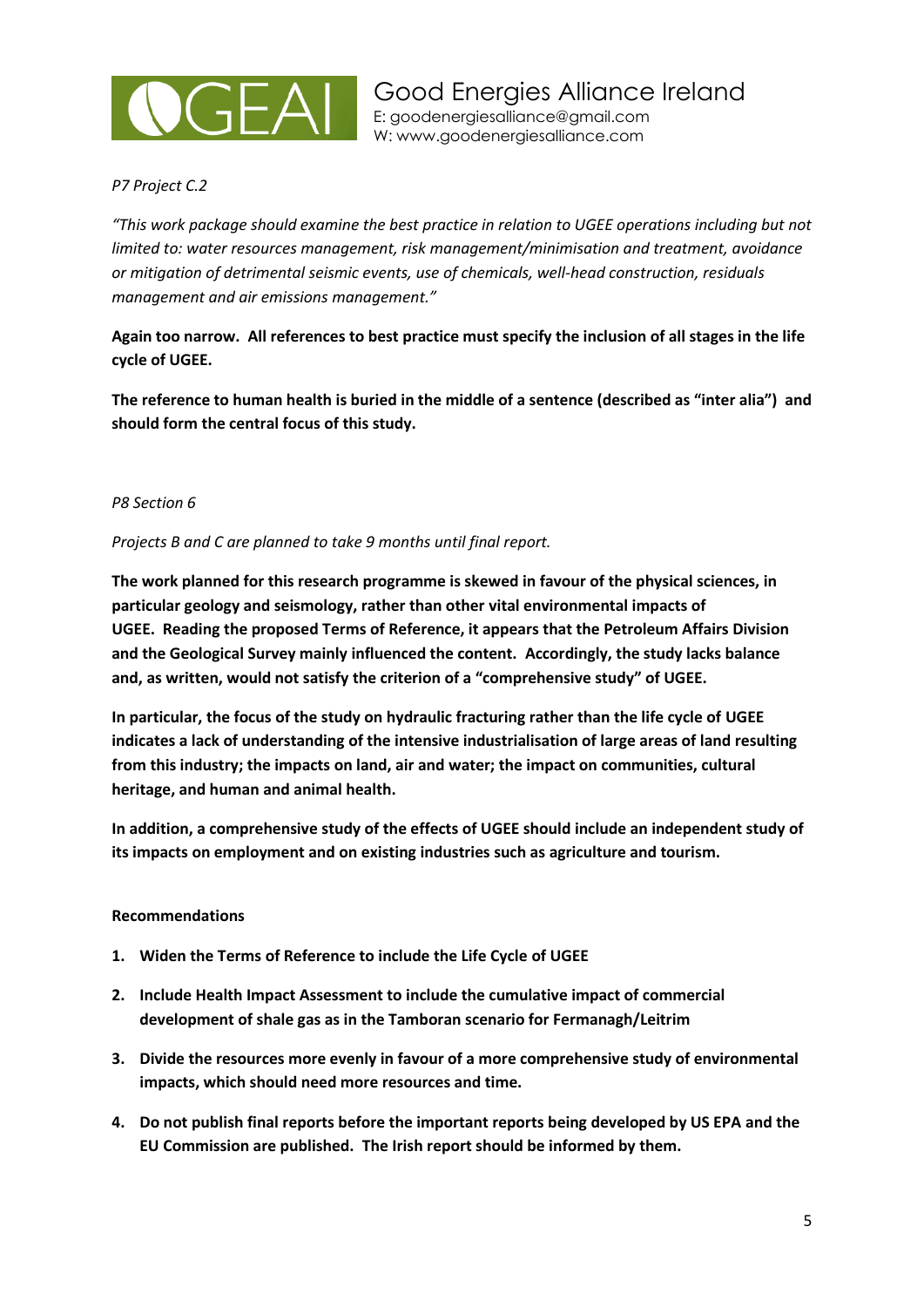*P7 Project C.2*

*"This work package should examine the best practice in relation to UGEE operations including but not limited to: water resources management, risk management/minimisation and treatment, avoidance or mitigation of detrimental seismic events, use of chemicals, well-head construction, residuals management and air emissions management."*

**Again too narrow. All references to best practice must specify the inclusion of all stages in the life cycle of UGEE.**

**The reference to human health is buried in the middle of a sentence (described as "inter alia") and should form the central focus of this study.**

*P8 Section 6*

*Projects B and C are planned to take 9 months until final report.*

**The work planned for this research programme is skewed in favour of the physical sciences, in particular geology and seismology, rather than other vital environmental impacts of UGEE. Reading the proposed Terms of Reference, it appears that the Petroleum Affairs Division and the Geological Survey mainly influenced the content. Accordingly, the study lacks balance and, as written, would not satisfy the criterion of a "comprehensive study" of UGEE.**

**In particular, the focus of the study on hydraulic fracturing rather than the life cycle of UGEE indicates a lack of understanding of the intensive industrialisation of large areas of land resulting from this industry; the impacts on land, air and water; the impact on communities, cultural heritage, and human and animal health.**

**In addition, a comprehensive study of the effects of UGEE should include an independent study of its impacts on employment and on existing industries such as agriculture and tourism.**

**Recommendations**

1. **Widen the Terms of Reference to include the Life Cycle of UGEE**
2. **Include Health Impact Assessment to include the cumulative impact of commercial development of shale gas as in the Tamboran scenario for Fermanagh/Leitrim**
3. **Divide the resources more evenly in favour of a more comprehensive study of environmental impacts, which should need more resources and time.**
4. **Do not publish final reports before the important reports being developed by US EPA and the EU Commission are published. The Irish report should be informed by them.**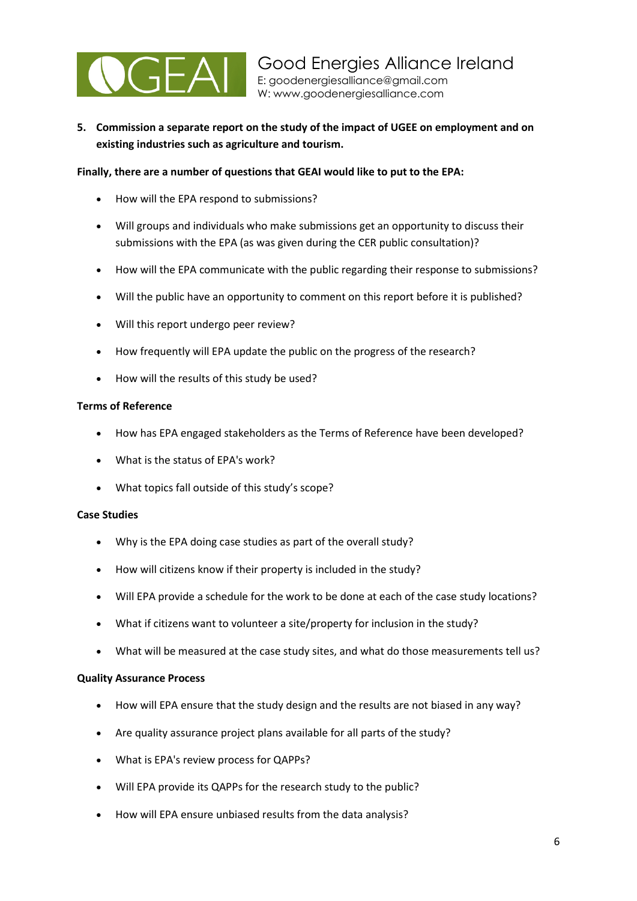5. **Commission a separate report on the study of the impact of UGEE on employment and on existing industries such as agriculture and tourism.**

**Finally, there are a number of questions that GEAI would like to put to the EPA:**

- How will the EPA respond to submissions?
- Will groups and individuals who make submissions get an opportunity to discuss their submissions with the EPA (as was given during the CER public consultation)?
- How will the EPA communicate with the public regarding their response to submissions?
- Will the public have an opportunity to comment on this report before it is published?
- Will this report undergo peer review?
- How frequently will EPA update the public on the progress of the research?
- How will the results of this study be used?

**Terms of Reference**

- How has EPA engaged stakeholders as the Terms of Reference have been developed?
- What is the status of EPA's work?
- What topics fall outside of this study's scope?

**Case Studies**

- Why is the EPA doing case studies as part of the overall study?
- How will citizens know if their property is included in the study?
- Will EPA provide a schedule for the work to be done at each of the case study locations?
- What if citizens want to volunteer a site/property for inclusion in the study?
- What will be measured at the case study sites, and what do those measurements tell us?

**Quality Assurance Process**

- How will EPA ensure that the study design and the results are not biased in any way?
- Are quality assurance project plans available for all parts of the study?
- What is EPA's review process for QAPPs?
- Will EPA provide its QAPPs for the research study to the public?
- How will EPA ensure unbiased results from the data analysis?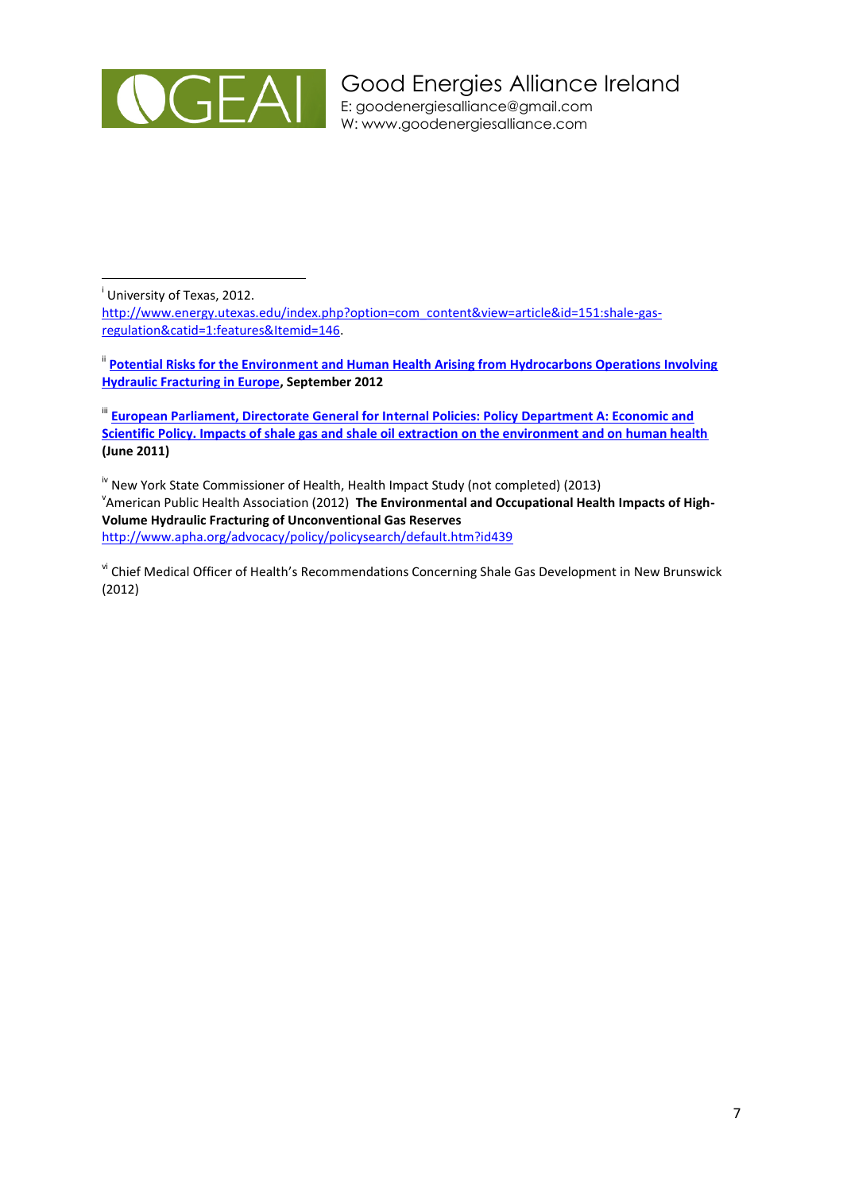[i] University of Texas, 2012.
http://www.energy.utexas.edu/index.php?option=com_content&view=article&id=151:shale-gas-regulation&catid=1:features&Itemid=146.

[ii] **Potential Risks for the Environment and Human Health Arising from Hydrocarbons Operations Involving Hydraulic Fracturing in Europe, September 2012**

[iii] **European Parliament, Directorate General for Internal Policies: Policy Department A: Economic and Scientific Policy. Impacts of shale gas and shale oil extraction on the environment and on human health (June 2011)**

[iv] New York State Commissioner of Health, Health Impact Study (not completed) (2013)

[v] American Public Health Association (2012) **The Environmental and Occupational Health Impacts of High-Volume Hydraulic Fracturing of Unconventional Gas Reserves**
http://www.apha.org/advocacy/policy/policysearch/default.htm?id439

[vi] Chief Medical Officer of Health's Recommendations Concerning Shale Gas Development in New Brunswick (2012)